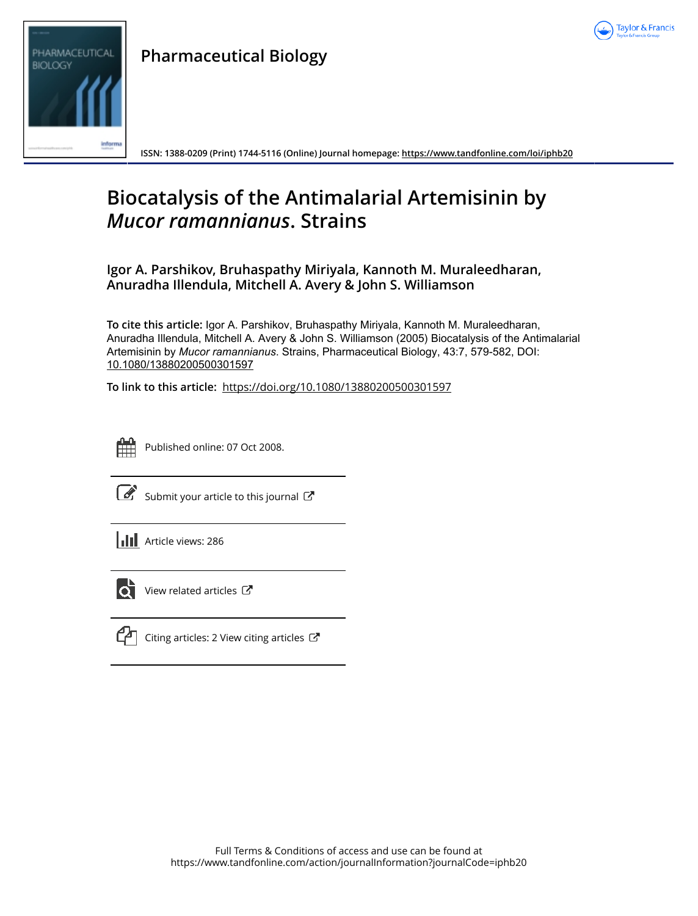# Pharmaceutical Biology

ISSN: 1388-0209 (Print) 1744-5116 (Online) Journal homepage: https://www.tandfonline.com/loi/iphb20

# Biocatalysis of the Antimalarial Artemisinin by *Mucor ramannianus*. Strains

**Igor A. Parshikov, Bruhaspathy Miriyala, Kannoth M. Muraleedharan, Anuradha Illendula, Mitchell A. Avery & John S. Williamson**

**To cite this article:** Igor A. Parshikov, Bruhaspathy Miriyala, Kannoth M. Muraleedharan, Anuradha Illendula, Mitchell A. Avery & John S. Williamson (2005) Biocatalysis of the Antimalarial Artemisinin by *Mucor ramannianus*. Strains, Pharmaceutical Biology, 43:7, 579-582, DOI: 10.1080/13880200500301597

**To link to this article:** https://doi.org/10.1080/13880200500301597

Published online: 07 Oct 2008.

Submit your article to this journal

Article views: 286

View related articles

Citing articles: 2 View citing articles

Full Terms & Conditions of access and use can be found at https://www.tandfonline.com/action/journalInformation?journalCode=iphb20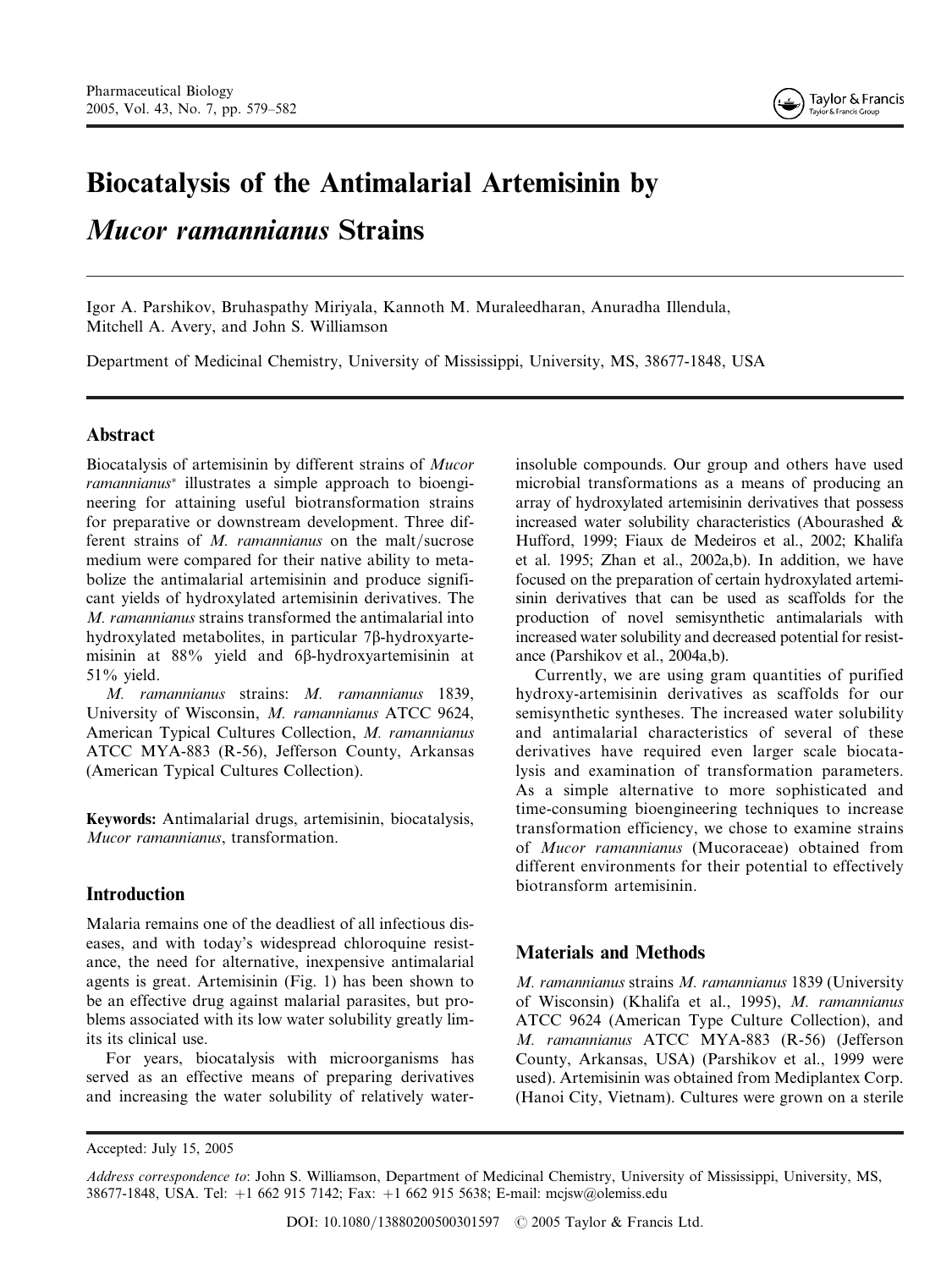# Biocatalysis of the Antimalarial Artemisinin by *Mucor ramannianus* Strains

Igor A. Parshikov, Bruhaspathy Miriyala, Kannoth M. Muraleedharan, Anuradha Illendula, Mitchell A. Avery, and John S. Williamson

Department of Medicinal Chemistry, University of Mississippi, University, MS, 38677-1848, USA

## Abstract

Biocatalysis of artemisinin by different strains of *Mucor ramannianus** illustrates a simple approach to bioengineering for attaining useful biotransformation strains for preparative or downstream development. Three different strains of *M. ramannianus* on the malt/sucrose medium were compared for their native ability to metabolize the antimalarial artemisinin and produce significant yields of hydroxylated artemisinin derivatives. The *M. ramannianus* strains transformed the antimalarial into hydroxylated metabolites, in particular 7β-hydroxyartemisinin at 88% yield and 6β-hydroxyartemisinin at 51% yield.

*M. ramannianus* strains: *M. ramannianus* 1839, University of Wisconsin, *M. ramannianus* ATCC 9624, American Typical Cultures Collection, *M. ramannianus* ATCC MYA-883 (R-56), Jefferson County, Arkansas (American Typical Cultures Collection).

**Keywords:** Antimalarial drugs, artemisinin, biocatalysis, *Mucor ramannianus*, transformation.

## Introduction

Malaria remains one of the deadliest of all infectious diseases, and with today's widespread chloroquine resistance, the need for alternative, inexpensive antimalarial agents is great. Artemisinin (Fig. 1) has been shown to be an effective drug against malarial parasites, but problems associated with its low water solubility greatly limits its clinical use.

For years, biocatalysis with microorganisms has served as an effective means of preparing derivatives and increasing the water solubility of relatively water-insoluble compounds. Our group and others have used microbial transformations as a means of producing an array of hydroxylated artemisinin derivatives that possess increased water solubility characteristics (Abourashed & Hufford, 1999; Fiaux de Medeiros et al., 2002; Khalifa et al. 1995; Zhan et al., 2002a,b). In addition, we have focused on the preparation of certain hydroxylated artemisinin derivatives that can be used as scaffolds for the production of novel semisynthetic antimalarials with increased water solubility and decreased potential for resistance (Parshikov et al., 2004a,b).

Currently, we are using gram quantities of purified hydroxy-artemisinin derivatives as scaffolds for our semisynthetic syntheses. The increased water solubility and antimalarial characteristics of several of these derivatives have required even larger scale biocatalysis and examination of transformation parameters. As a simple alternative to more sophisticated and time-consuming bioengineering techniques to increase transformation efficiency, we chose to examine strains of *Mucor ramannianus* (Mucoraceae) obtained from different environments for their potential to effectively biotransform artemisinin.

## Materials and Methods

*M. ramannianus* strains *M. ramannianus* 1839 (University of Wisconsin) (Khalifa et al., 1995), *M. ramannianus* ATCC 9624 (American Type Culture Collection), and *M. ramannianus* ATCC MYA-883 (R-56) (Jefferson County, Arkansas, USA) (Parshikov et al., 1999 were used). Artemisinin was obtained from Mediplantex Corp. (Hanoi City, Vietnam). Cultures were grown on a sterile

Accepted: July 15, 2005

*Address correspondence to*: John S. Williamson, Department of Medicinal Chemistry, University of Mississippi, University, MS, 38677-1848, USA. Tel: +1 662 915 7142; Fax: +1 662 915 5638; E-mail: mcjsw@olemiss.edu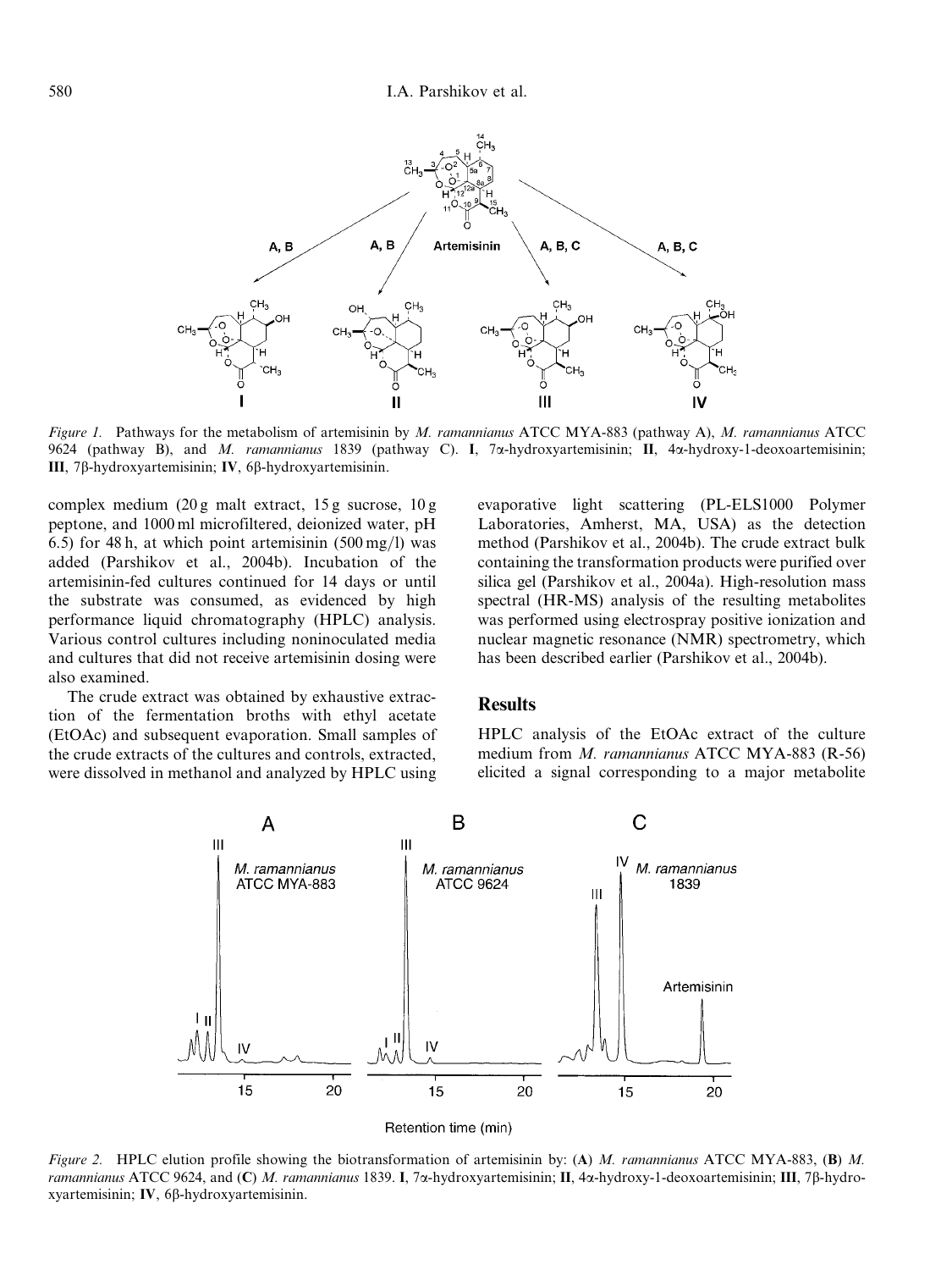*Figure 1.* Pathways for the metabolism of artemisinin by *M. ramannianus* ATCC MYA-883 (pathway A), *M. ramannianus* ATCC 9624 (pathway B), and *M. ramannianus* 1839 (pathway C). **I**, 7α-hydroxyartemisinin; **II**, 4α-hydroxy-1-deoxoartemisinin; **III**, 7β-hydroxyartemisinin; **IV**, 6β-hydroxyartemisinin.

complex medium (20 g malt extract, 15 g sucrose, 10 g peptone, and 1000 ml microfiltered, deionized water, pH 6.5) for 48 h, at which point artemisinin (500 mg/l) was added (Parshikov et al., 2004b). Incubation of the artemisinin-fed cultures continued for 14 days or until the substrate was consumed, as evidenced by high performance liquid chromatography (HPLC) analysis. Various control cultures including noninoculated media and cultures that did not receive artemisinin dosing were also examined.

The crude extract was obtained by exhaustive extraction of the fermentation broths with ethyl acetate (EtOAc) and subsequent evaporation. Small samples of the crude extracts of the cultures and controls, extracted, were dissolved in methanol and analyzed by HPLC using evaporative light scattering (PL-ELS1000 Polymer Laboratories, Amherst, MA, USA) as the detection method (Parshikov et al., 2004b). The crude extract bulk containing the transformation products were purified over silica gel (Parshikov et al., 2004a). High-resolution mass spectral (HR-MS) analysis of the resulting metabolites was performed using electrospray positive ionization and nuclear magnetic resonance (NMR) spectrometry, which has been described earlier (Parshikov et al., 2004b).

## Results

HPLC analysis of the EtOAc extract of the culture medium from *M. ramannianus* ATCC MYA-883 (R-56) elicited a signal corresponding to a major metabolite

*Figure 2.* HPLC elution profile showing the biotransformation of artemisinin by: (**A**) *M. ramannianus* ATCC MYA-883, (**B**) *M. ramannianus* ATCC 9624, and (**C**) *M. ramannianus* 1839. **I**, 7α-hydroxyartemisinin; **II**, 4α-hydroxy-1-deoxoartemisinin; **III**, 7β-hydroxyartemisinin; **IV**, 6β-hydroxyartemisinin.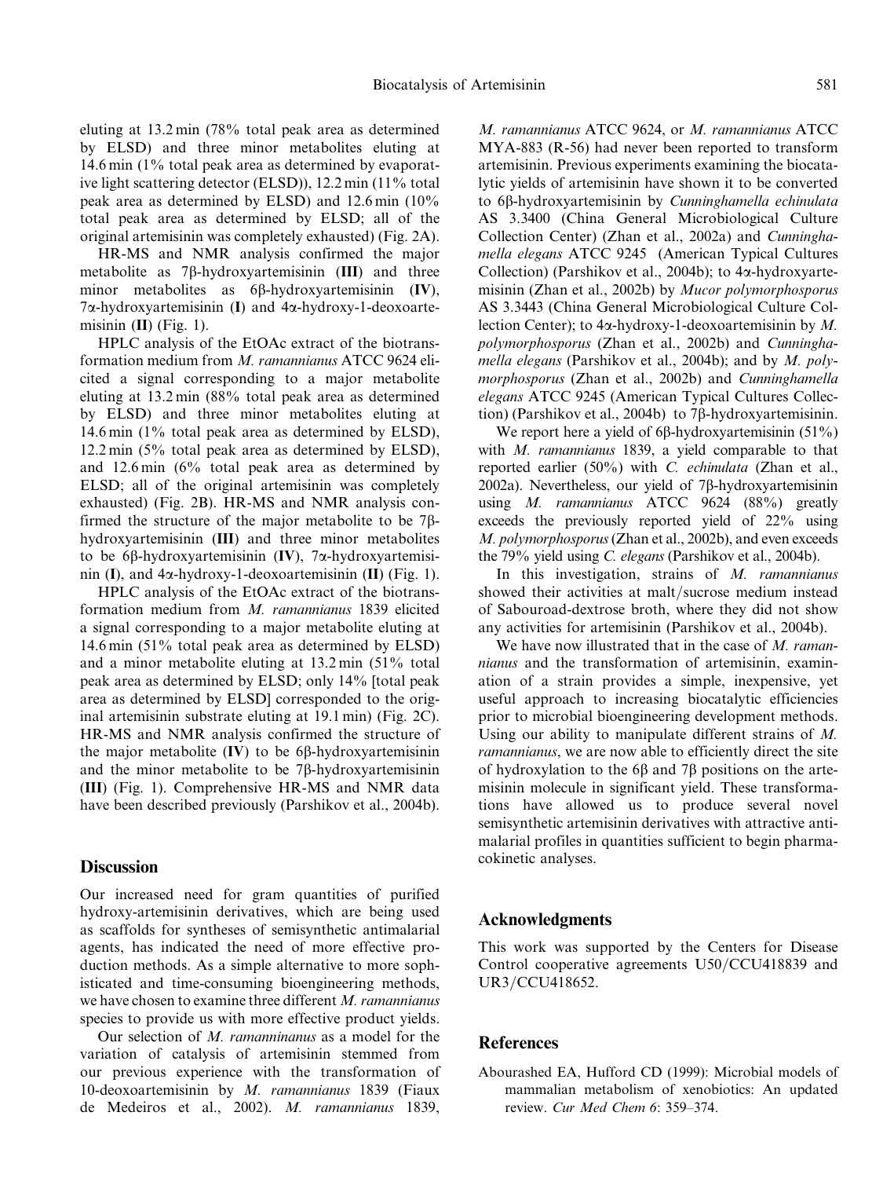eluting at 13.2 min (78% total peak area as determined by ELSD) and three minor metabolites eluting at 14.6 min (1% total peak area as determined by evaporative light scattering detector (ELSD)), 12.2 min (11% total peak area as determined by ELSD) and 12.6 min (10% total peak area as determined by ELSD; all of the original artemisinin was completely exhausted) (Fig. 2A).

HR-MS and NMR analysis confirmed the major metabolite as 7β-hydroxyartemisinin (**III**) and three minor metabolites as 6β-hydroxyartemisinin (**IV**), 7α-hydroxyartemisinin (**I**) and 4α-hydroxy-1-deoxoartemisinin (**II**) (Fig. 1).

HPLC analysis of the EtOAc extract of the biotransformation medium from *M. ramannianus* ATCC 9624 elicited a signal corresponding to a major metabolite eluting at 13.2 min (88% total peak area as determined by ELSD) and three minor metabolites eluting at 14.6 min (1% total peak area as determined by ELSD), 12.2 min (5% total peak area as determined by ELSD), and 12.6 min (6% total peak area as determined by ELSD; all of the original artemisinin was completely exhausted) (Fig. 2B). HR-MS and NMR analysis confirmed the structure of the major metabolite to be 7β-hydroxyartemisinin (**III**) and three minor metabolites to be 6β-hydroxyartemisinin (**IV**), 7α-hydroxyartemisinin (**I**), and 4α-hydroxy-1-deoxoartemisinin (**II**) (Fig. 1).

HPLC analysis of the EtOAc extract of the biotransformation medium from *M. ramannianus* 1839 elicited a signal corresponding to a major metabolite eluting at 14.6 min (51% total peak area as determined by ELSD) and a minor metabolite eluting at 13.2 min (51% total peak area as determined by ELSD; only 14% [total peak area as determined by ELSD] corresponded to the original artemisinin substrate eluting at 19.1 min) (Fig. 2C). HR-MS and NMR analysis confirmed the structure of the major metabolite (**IV**) to be 6β-hydroxyartemisinin and the minor metabolite to be 7β-hydroxyartemisinin (**III**) (Fig. 1). Comprehensive HR-MS and NMR data have been described previously (Parshikov et al., 2004b).

## Discussion

Our increased need for gram quantities of purified hydroxy-artemisinin derivatives, which are being used as scaffolds for syntheses of semisynthetic antimalarial agents, has indicated the need of more effective production methods. As a simple alternative to more sophisticated and time-consuming bioengineering methods, we have chosen to examine three different *M. ramannianus* species to provide us with more effective product yields.

Our selection of *M. ramanninanus* as a model for the variation of catalysis of artemisinin stemmed from our previous experience with the transformation of 10-deoxoartemisinin by *M. ramannianus* 1839 (Fiaux de Medeiros et al., 2002). *M. ramannianus* 1839, *M. ramannianus* ATCC 9624, or *M. ramannianus* ATCC MYA-883 (R-56) had never been reported to transform artemisinin. Previous experiments examining the biocatalytic yields of artemisinin have shown it to be converted to 6β-hydroxyartemisinin by *Cunninghamella echinulata* AS 3.3400 (China General Microbiological Culture Collection Center) (Zhan et al., 2002a) and *Cunninghamella elegans* ATCC 9245 (American Typical Cultures Collection) (Parshikov et al., 2004b); to 4α-hydroxyartemisinin (Zhan et al., 2002b) by *Mucor polymorphosporus* AS 3.3443 (China General Microbiological Culture Collection Center); to 4α-hydroxy-1-deoxoartemisinin by *M. polymorphosporus* (Zhan et al., 2002b) and *Cunninghamella elegans* (Parshikov et al., 2004b); and by *M. polymorphosporus* (Zhan et al., 2002b) and *Cunninghamella elegans* ATCC 9245 (American Typical Cultures Collection) (Parshikov et al., 2004b) to 7β-hydroxyartemisinin.

We report here a yield of 6β-hydroxyartemisinin (51%) with *M. ramannianus* 1839, a yield comparable to that reported earlier (50%) with *C. echinulata* (Zhan et al., 2002a). Nevertheless, our yield of 7β-hydroxyartemisinin using *M. ramannianus* ATCC 9624 (88%) greatly exceeds the previously reported yield of 22% using *M. polymorphosporus* (Zhan et al., 2002b), and even exceeds the 79% yield using *C. elegans* (Parshikov et al., 2004b).

In this investigation, strains of *M. ramannianus* showed their activities at malt/sucrose medium instead of Sabouroad-dextrose broth, where they did not show any activities for artemisinin (Parshikov et al., 2004b).

We have now illustrated that in the case of *M. ramannianus* and the transformation of artemisinin, examination of a strain provides a simple, inexpensive, yet useful approach to increasing biocatalytic efficiencies prior to microbial bioengineering development methods. Using our ability to manipulate different strains of *M. ramannianus*, we are now able to efficiently direct the site of hydroxylation to the 6β and 7β positions on the artemisinin molecule in significant yield. These transformations have allowed us to produce several novel semisynthetic artemisinin derivatives with attractive antimalarial profiles in quantities sufficient to begin pharmacokinetic analyses.

## Acknowledgments

This work was supported by the Centers for Disease Control cooperative agreements U50/CCU418839 and UR3/CCU418652.

## References

Abourashed EA, Hufford CD (1999): Microbial models of mammalian metabolism of xenobiotics: An updated review. *Cur Med Chem 6*: 359–374.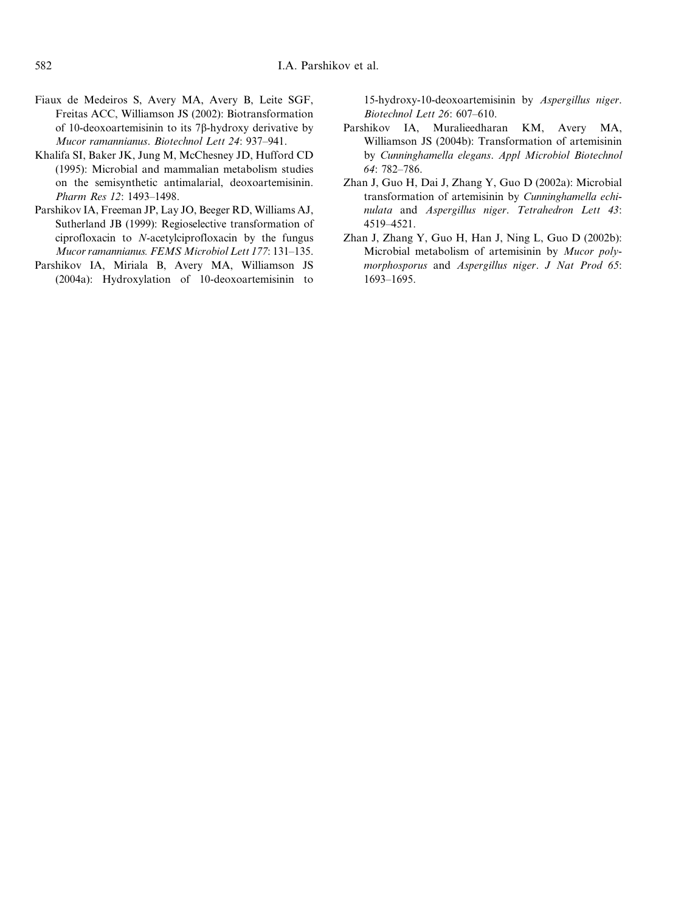Fiaux de Medeiros S, Avery MA, Avery B, Leite SGF, Freitas ACC, Williamson JS (2002): Biotransformation of 10-deoxoartemisinin to its 7β-hydroxy derivative by *Mucor ramannianus*. *Biotechnol Lett 24*: 937–941.

Khalifa SI, Baker JK, Jung M, McChesney JD, Hufford CD (1995): Microbial and mammalian metabolism studies on the semisynthetic antimalarial, deoxoartemisinin. *Pharm Res 12*: 1493–1498.

Parshikov IA, Freeman JP, Lay JO, Beeger RD, Williams AJ, Sutherland JB (1999): Regioselective transformation of ciprofloxacin to *N*-acetylciprofloxacin by the fungus *Mucor ramannianus. FEMS Microbiol Lett 177*: 131–135.

Parshikov IA, Miriala B, Avery MA, Williamson JS (2004a): Hydroxylation of 10-deoxoartemisinin to 15-hydroxy-10-deoxoartemisinin by *Aspergillus niger*. *Biotechnol Lett 26*: 607–610.

Parshikov IA, Muralieedharan KM, Avery MA, Williamson JS (2004b): Transformation of artemisinin by *Cunninghamella elegans*. *Appl Microbiol Biotechnol 64*: 782–786.

Zhan J, Guo H, Dai J, Zhang Y, Guo D (2002a): Microbial transformation of artemisinin by *Cunninghamella echinulata* and *Aspergillus niger*. *Tetrahedron Lett 43*: 4519–4521.

Zhan J, Zhang Y, Guo H, Han J, Ning L, Guo D (2002b): Microbial metabolism of artemisinin by *Mucor polymorphosporus* and *Aspergillus niger*. *J Nat Prod 65*: 1693–1695.